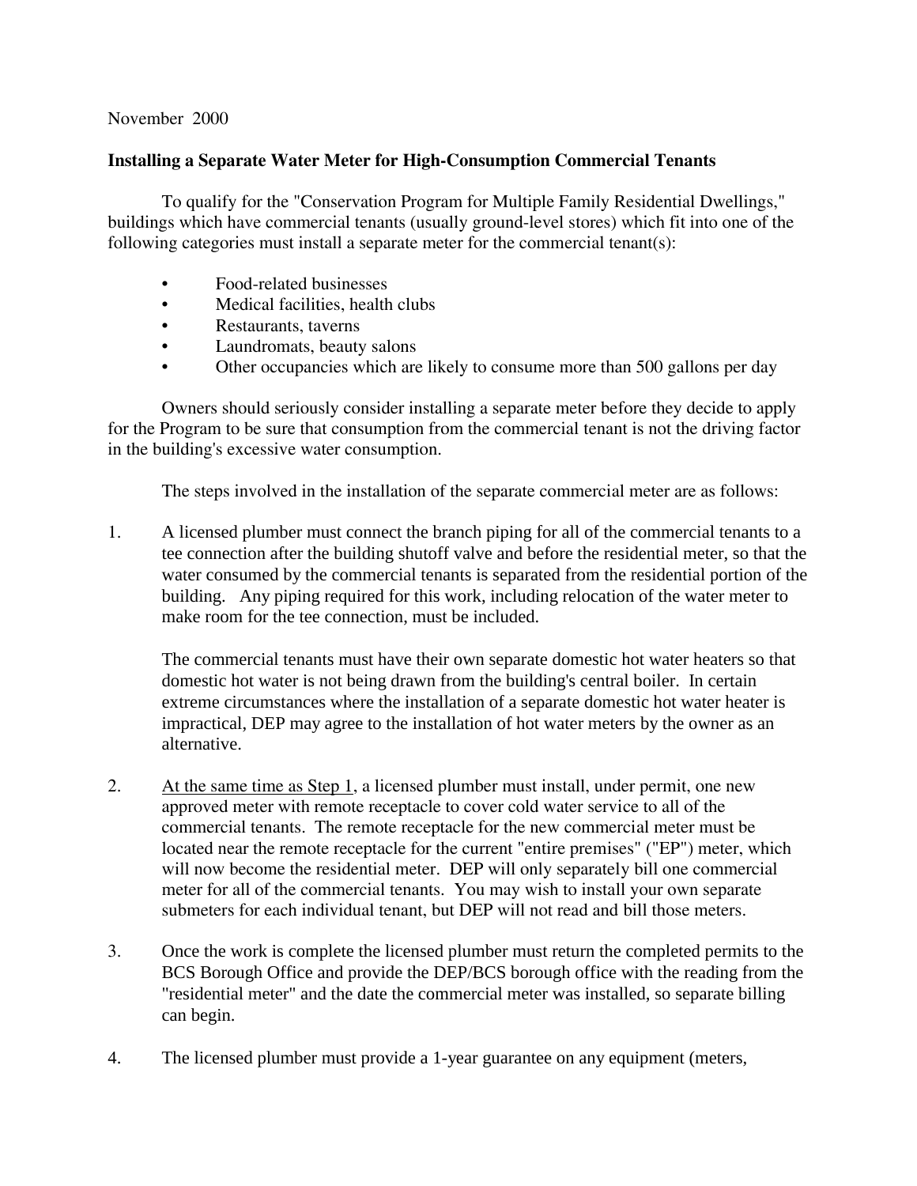November 2000

**Installing a Separate Water Meter for High-Consumption Commercial Tenants**

To qualify for the "Conservation Program for Multiple Family Residential Dwellings," buildings which have commercial tenants (usually ground-level stores) which fit into one of the following categories must install a separate meter for the commercial tenant(s):

- Food-related businesses
- Medical facilities, health clubs
- Restaurants, taverns
- Laundromats, beauty salons
- Other occupancies which are likely to consume more than 500 gallons per day

Owners should seriously consider installing a separate meter before they decide to apply for the Program to be sure that consumption from the commercial tenant is not the driving factor in the building's excessive water consumption.

The steps involved in the installation of the separate commercial meter are as follows:

1. A licensed plumber must connect the branch piping for all of the commercial tenants to a tee connection after the building shutoff valve and before the residential meter, so that the water consumed by the commercial tenants is separated from the residential portion of the building. Any piping required for this work, including relocation of the water meter to make room for the tee connection, must be included.

   The commercial tenants must have their own separate domestic hot water heaters so that domestic hot water is not being drawn from the building's central boiler. In certain extreme circumstances where the installation of a separate domestic hot water heater is impractical, DEP may agree to the installation of hot water meters by the owner as an alternative.

2. <u>At the same time as Step 1</u>, a licensed plumber must install, under permit, one new approved meter with remote receptacle to cover cold water service to all of the commercial tenants. The remote receptacle for the new commercial meter must be located near the remote receptacle for the current "entire premises" ("EP") meter, which will now become the residential meter. DEP will only separately bill one commercial meter for all of the commercial tenants. You may wish to install your own separate submeters for each individual tenant, but DEP will not read and bill those meters.

3. Once the work is complete the licensed plumber must return the completed permits to the BCS Borough Office and provide the DEP/BCS borough office with the reading from the "residential meter" and the date the commercial meter was installed, so separate billing can begin.

4. The licensed plumber must provide a 1-year guarantee on any equipment (meters,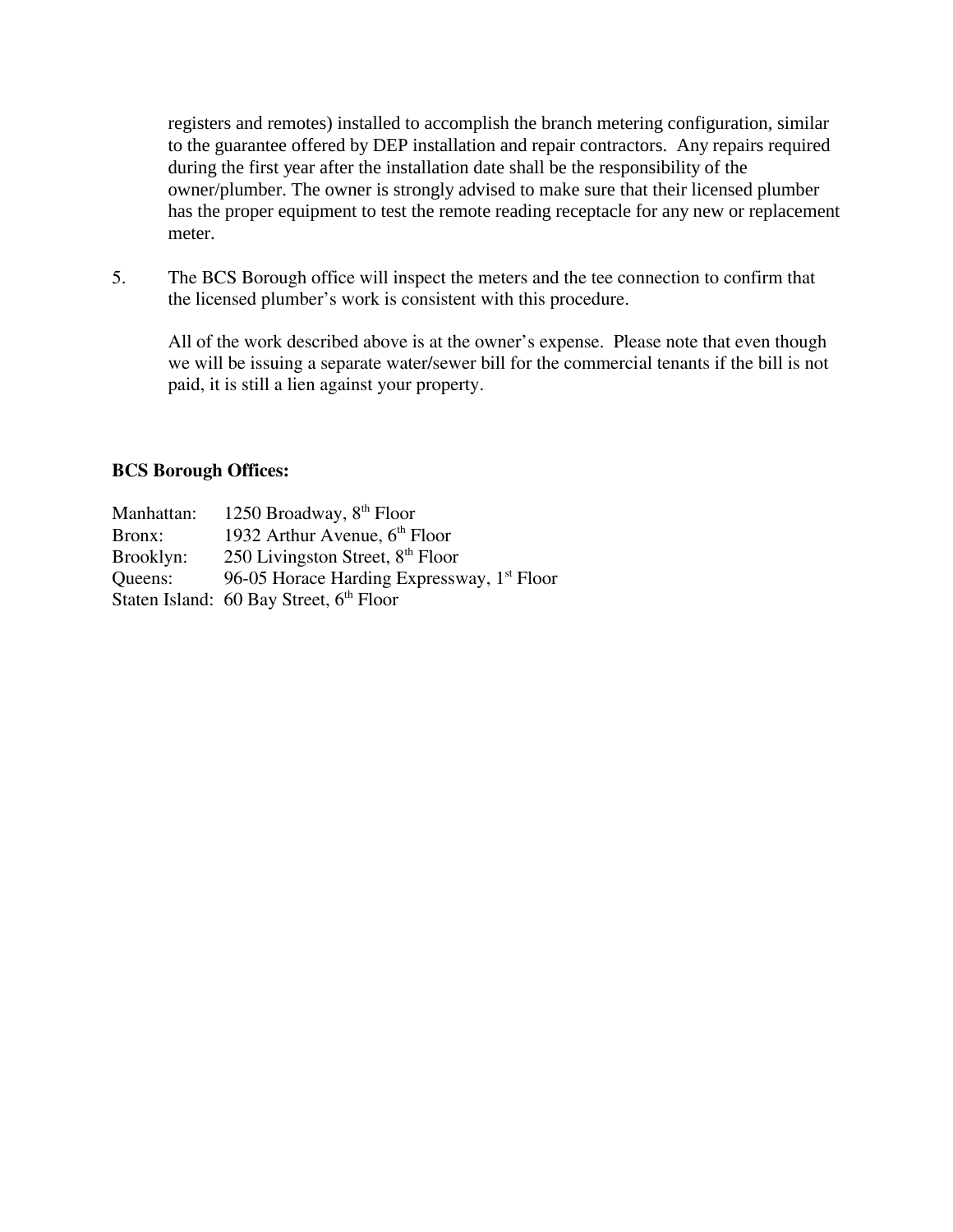registers and remotes) installed to accomplish the branch metering configuration, similar to the guarantee offered by DEP installation and repair contractors. Any repairs required during the first year after the installation date shall be the responsibility of the owner/plumber. The owner is strongly advised to make sure that their licensed plumber has the proper equipment to test the remote reading receptacle for any new or replacement meter.

5. The BCS Borough office will inspect the meters and the tee connection to confirm that the licensed plumber's work is consistent with this procedure.

   All of the work described above is at the owner's expense. Please note that even though we will be issuing a separate water/sewer bill for the commercial tenants if the bill is not paid, it is still a lien against your property.

**BCS Borough Offices:**

Manhattan: 1250 Broadway, 8th Floor
Bronx: 1932 Arthur Avenue, 6th Floor
Brooklyn: 250 Livingston Street, 8th Floor
Queens: 96-05 Horace Harding Expressway, 1st Floor
Staten Island: 60 Bay Street, 6th Floor